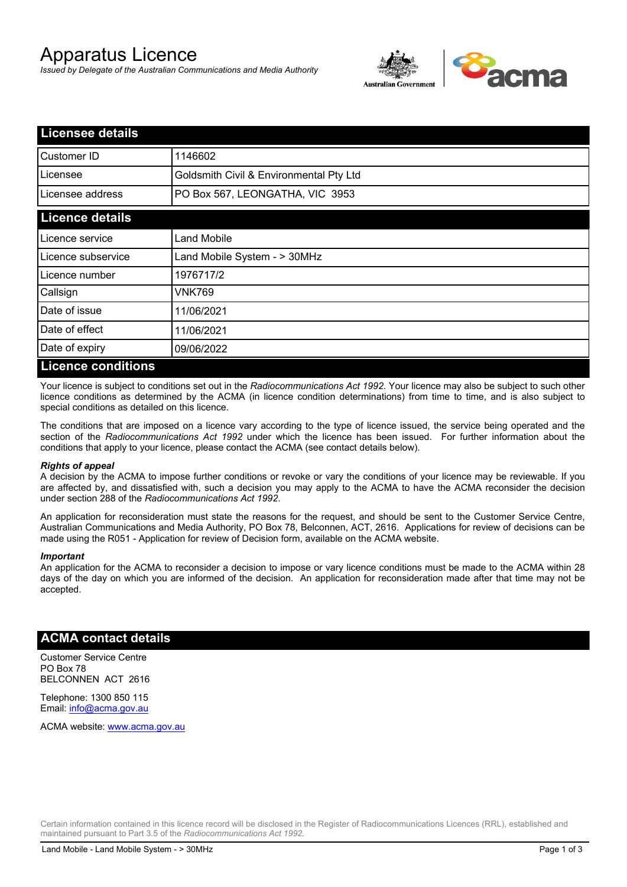# Apparatus Licence

*Issued by Delegate of the Australian Communications and Media Authority*

## Licensee details

| | |
|---|---|
| Customer ID | 1146602 |
| Licensee | Goldsmith Civil & Environmental Pty Ltd |
| Licensee address | PO Box 567, LEONGATHA, VIC 3953 |

## Licence details

| | |
|---|---|
| Licence service | Land Mobile |
| Licence subservice | Land Mobile System - > 30MHz |
| Licence number | 1976717/2 |
| Callsign | VNK769 |
| Date of issue | 11/06/2021 |
| Date of effect | 11/06/2021 |
| Date of expiry | 09/06/2022 |

## Licence conditions

Your licence is subject to conditions set out in the *Radiocommunications Act 1992*. Your licence may also be subject to such other licence conditions as determined by the ACMA (in licence condition determinations) from time to time, and is also subject to special conditions as detailed on this licence.

The conditions that are imposed on a licence vary according to the type of licence issued, the service being operated and the section of the *Radiocommunications Act 1992* under which the licence has been issued. For further information about the conditions that apply to your licence, please contact the ACMA (see contact details below).

***Rights of appeal***

A decision by the ACMA to impose further conditions or revoke or vary the conditions of your licence may be reviewable. If you are affected by, and dissatisfied with, such a decision you may apply to the ACMA to have the ACMA reconsider the decision under section 288 of the *Radiocommunications Act 1992*.

An application for reconsideration must state the reasons for the request, and should be sent to the Customer Service Centre, Australian Communications and Media Authority, PO Box 78, Belconnen, ACT, 2616. Applications for review of decisions can be made using the R051 - Application for review of Decision form, available on the ACMA website.

***Important***

An application for the ACMA to reconsider a decision to impose or vary licence conditions must be made to the ACMA within 28 days of the day on which you are informed of the decision. An application for reconsideration made after that time may not be accepted.

## ACMA contact details

Customer Service Centre
PO Box 78
BELCONNEN ACT 2616

Telephone: 1300 850 115
Email: info@acma.gov.au

ACMA website: www.acma.gov.au

Certain information contained in this licence record will be disclosed in the Register of Radiocommunications Licences (RRL), established and maintained pursuant to Part 3.5 of the *Radiocommunications Act 1992.*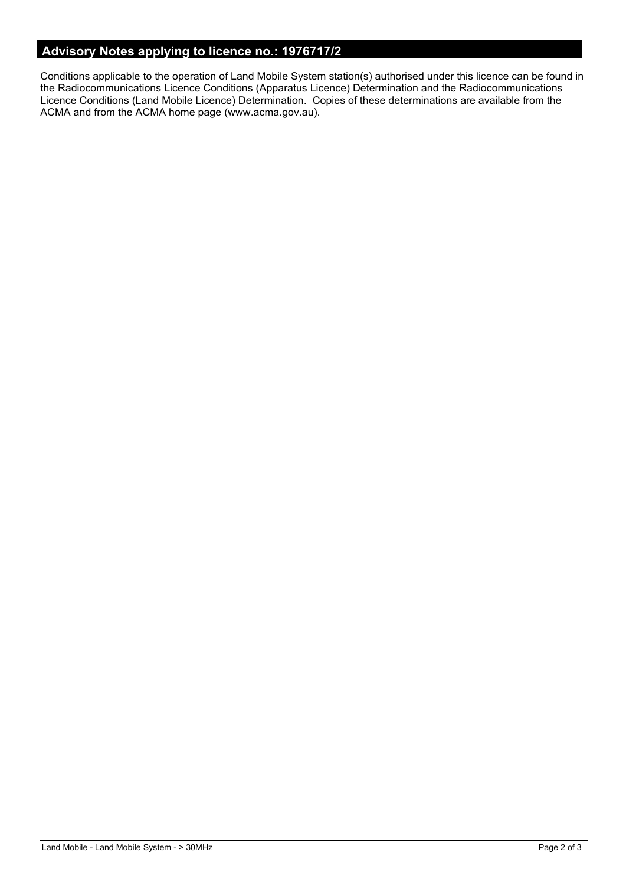## Advisory Notes applying to licence no.: 1976717/2

Conditions applicable to the operation of Land Mobile System station(s) authorised under this licence can be found in the Radiocommunications Licence Conditions (Apparatus Licence) Determination and the Radiocommunications Licence Conditions (Land Mobile Licence) Determination. Copies of these determinations are available from the ACMA and from the ACMA home page (www.acma.gov.au).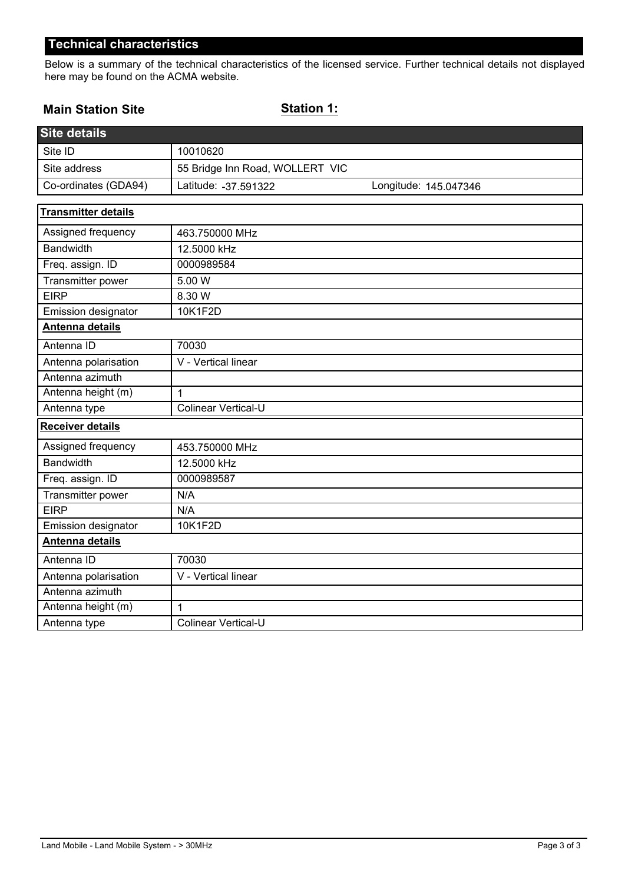## Technical characteristics

Below is a summary of the technical characteristics of the licensed service. Further technical details not displayed here may be found on the ACMA website.

**Main Station Site** **Station 1:**

| Site details | | |
|---|---|---|
| Site ID | 10010620 | |
| Site address | 55 Bridge Inn Road, WOLLERT VIC | |
| Co-ordinates (GDA94) | Latitude: -37.591322 | Longitude: 145.047346 |

| Transmitter details | |
|---|---|
| Assigned frequency | 463.750000 MHz |
| Bandwidth | 12.5000 kHz |
| Freq. assign. ID | 0000989584 |
| Transmitter power | 5.00 W |
| EIRP | 8.30 W |
| Emission designator | 10K1F2D |
| **Antenna details** | |
| Antenna ID | 70030 |
| Antenna polarisation | V - Vertical linear |
| Antenna azimuth | |
| Antenna height (m) | 1 |
| Antenna type | Colinear Vertical-U |

| Receiver details | |
|---|---|
| Assigned frequency | 453.750000 MHz |
| Bandwidth | 12.5000 kHz |
| Freq. assign. ID | 0000989587 |
| Transmitter power | N/A |
| EIRP | N/A |
| Emission designator | 10K1F2D |
| **Antenna details** | |
| Antenna ID | 70030 |
| Antenna polarisation | V - Vertical linear |
| Antenna azimuth | |
| Antenna height (m) | 1 |
| Antenna type | Colinear Vertical-U |

Land Mobile - Land Mobile System - > 30MHz